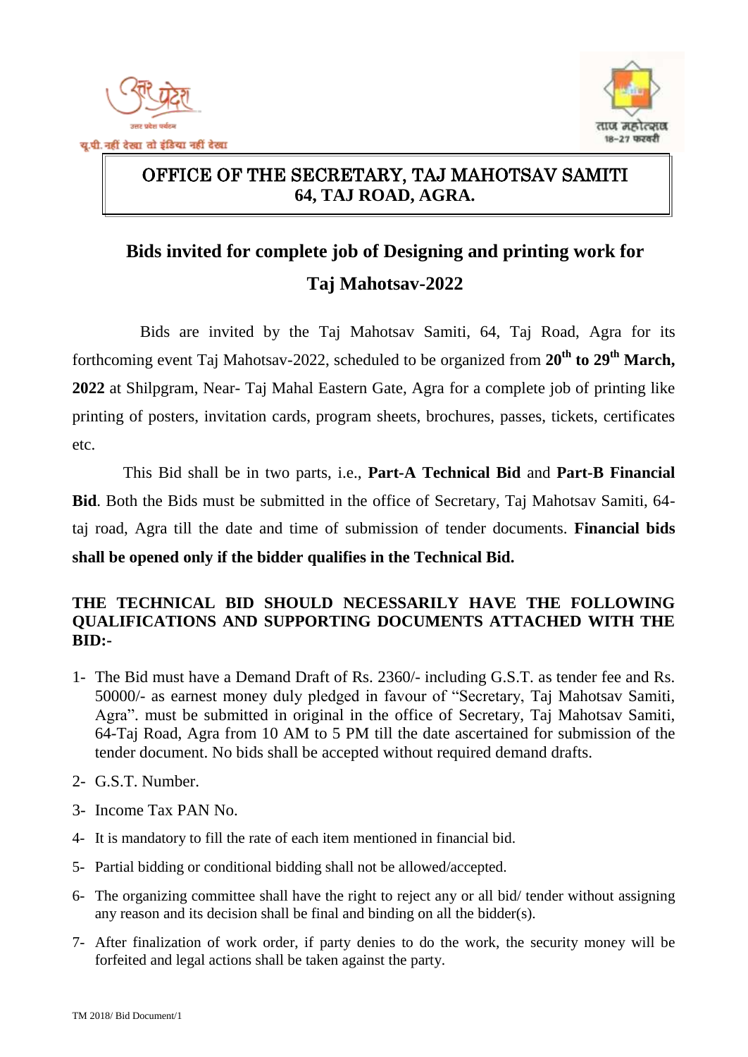# OFFICE OF THE SECRETARY, TAJ MAHOTSAV SAMITI
## 64, TAJ ROAD, AGRA.

## Bids invited for complete job of Designing and printing work for Taj Mahotsav-2022

Bids are invited by the Taj Mahotsav Samiti, 64, Taj Road, Agra for its forthcoming event Taj Mahotsav-2022, scheduled to be organized from **20th to 29th March, 2022** at Shilpgram, Near- Taj Mahal Eastern Gate, Agra for a complete job of printing like printing of posters, invitation cards, program sheets, brochures, passes, tickets, certificates etc.

This Bid shall be in two parts, i.e., **Part-A Technical Bid** and **Part-B Financial Bid**. Both the Bids must be submitted in the office of Secretary, Taj Mahotsav Samiti, 64-taj road, Agra till the date and time of submission of tender documents. **Financial bids shall be opened only if the bidder qualifies in the Technical Bid.**

**THE TECHNICAL BID SHOULD NECESSARILY HAVE THE FOLLOWING QUALIFICATIONS AND SUPPORTING DOCUMENTS ATTACHED WITH THE BID:-**

1- The Bid must have a Demand Draft of Rs. 2360/- including G.S.T. as tender fee and Rs. 50000/- as earnest money duly pledged in favour of "Secretary, Taj Mahotsav Samiti, Agra". must be submitted in original in the office of Secretary, Taj Mahotsav Samiti, 64-Taj Road, Agra from 10 AM to 5 PM till the date ascertained for submission of the tender document. No bids shall be accepted without required demand drafts.

2- G.S.T. Number.

3- Income Tax PAN No.

4- It is mandatory to fill the rate of each item mentioned in financial bid.

5- Partial bidding or conditional bidding shall not be allowed/accepted.

6- The organizing committee shall have the right to reject any or all bid/ tender without assigning any reason and its decision shall be final and binding on all the bidder(s).

7- After finalization of work order, if party denies to do the work, the security money will be forfeited and legal actions shall be taken against the party.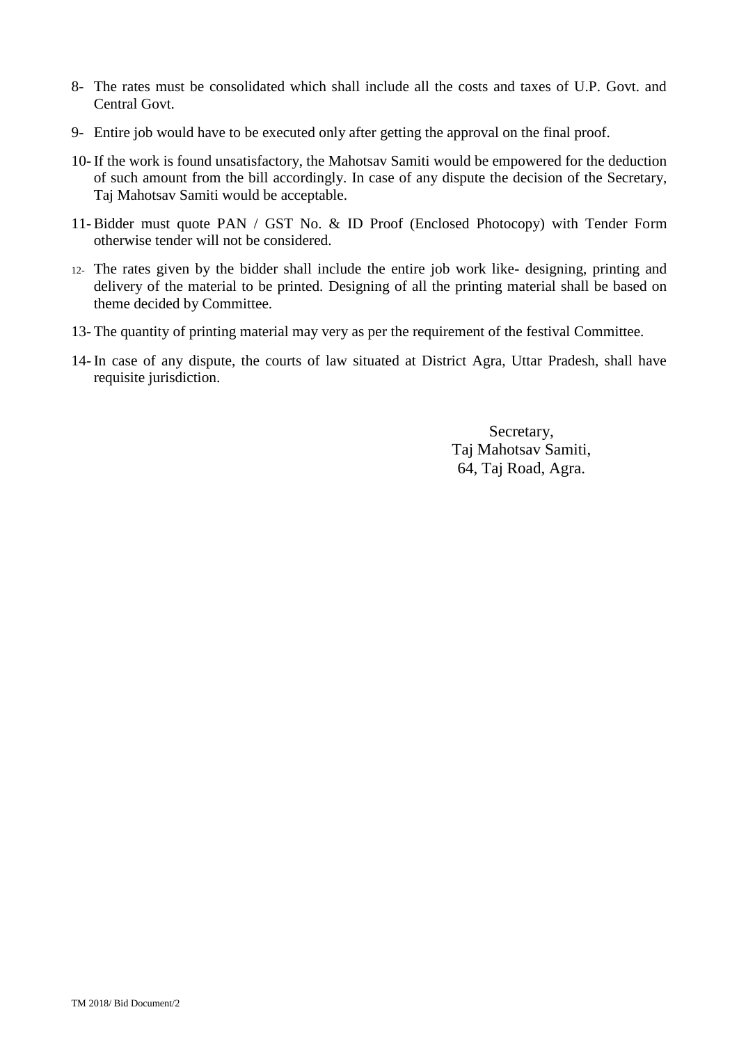8- The rates must be consolidated which shall include all the costs and taxes of U.P. Govt. and Central Govt.

9- Entire job would have to be executed only after getting the approval on the final proof.

10- If the work is found unsatisfactory, the Mahotsav Samiti would be empowered for the deduction of such amount from the bill accordingly. In case of any dispute the decision of the Secretary, Taj Mahotsav Samiti would be acceptable.

11- Bidder must quote PAN / GST No. & ID Proof (Enclosed Photocopy) with Tender Form otherwise tender will not be considered.

12- The rates given by the bidder shall include the entire job work like- designing, printing and delivery of the material to be printed. Designing of all the printing material shall be based on theme decided by Committee.

13- The quantity of printing material may very as per the requirement of the festival Committee.

14- In case of any dispute, the courts of law situated at District Agra, Uttar Pradesh, shall have requisite jurisdiction.

Secretary,
Taj Mahotsav Samiti,
64, Taj Road, Agra.

TM 2018/ Bid Document/2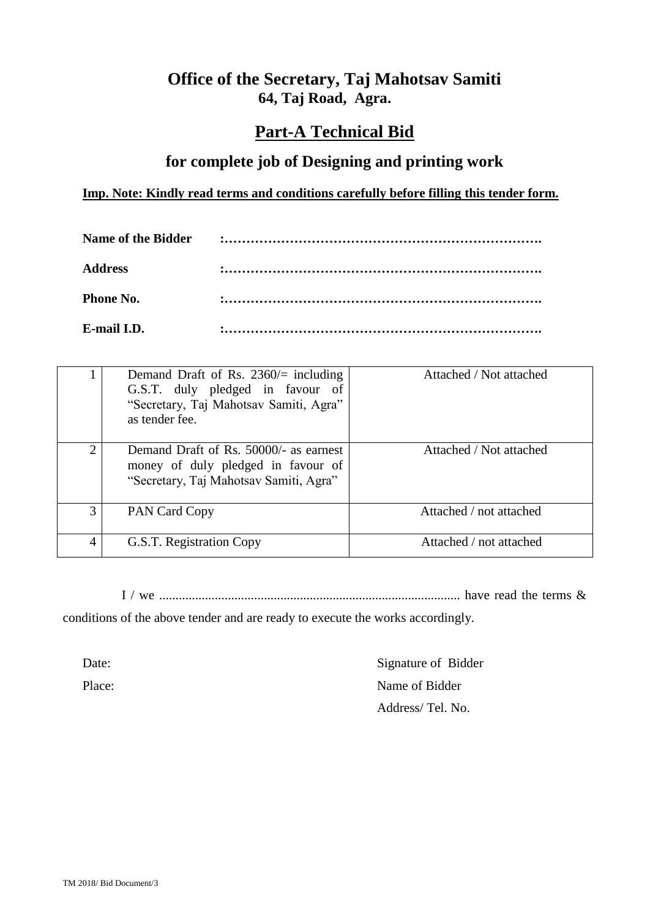# Office of the Secretary, Taj Mahotsav Samiti
**64, Taj Road, Agra.**

## Part-A Technical Bid

### for complete job of Designing and printing work

**Imp. Note: Kindly read terms and conditions carefully before filling this tender form.**

**Name of the Bidder :……………………………………………………………….**

**Address :……………………………………………………………….**

**Phone No. :……………………………………………………………….**

**E-mail I.D. :……………………………………………………………….**

| | | |
|---|---|---|
| 1 | Demand Draft of Rs. 2360/= including G.S.T. duly pledged in favour of "Secretary, Taj Mahotsav Samiti, Agra" as tender fee. | Attached / Not attached |
| 2 | Demand Draft of Rs. 50000/- as earnest money of duly pledged in favour of "Secretary, Taj Mahotsav Samiti, Agra" | Attached / Not attached |
| 3 | PAN Card Copy | Attached / not attached |
| 4 | G.S.T. Registration Copy | Attached / not attached |

I / we ............................................................................................ have read the terms & conditions of the above tender and are ready to execute the works accordingly.

Date: Signature of Bidder

Place: Name of Bidder

Address/ Tel. No.

TM 2018/ Bid Document/3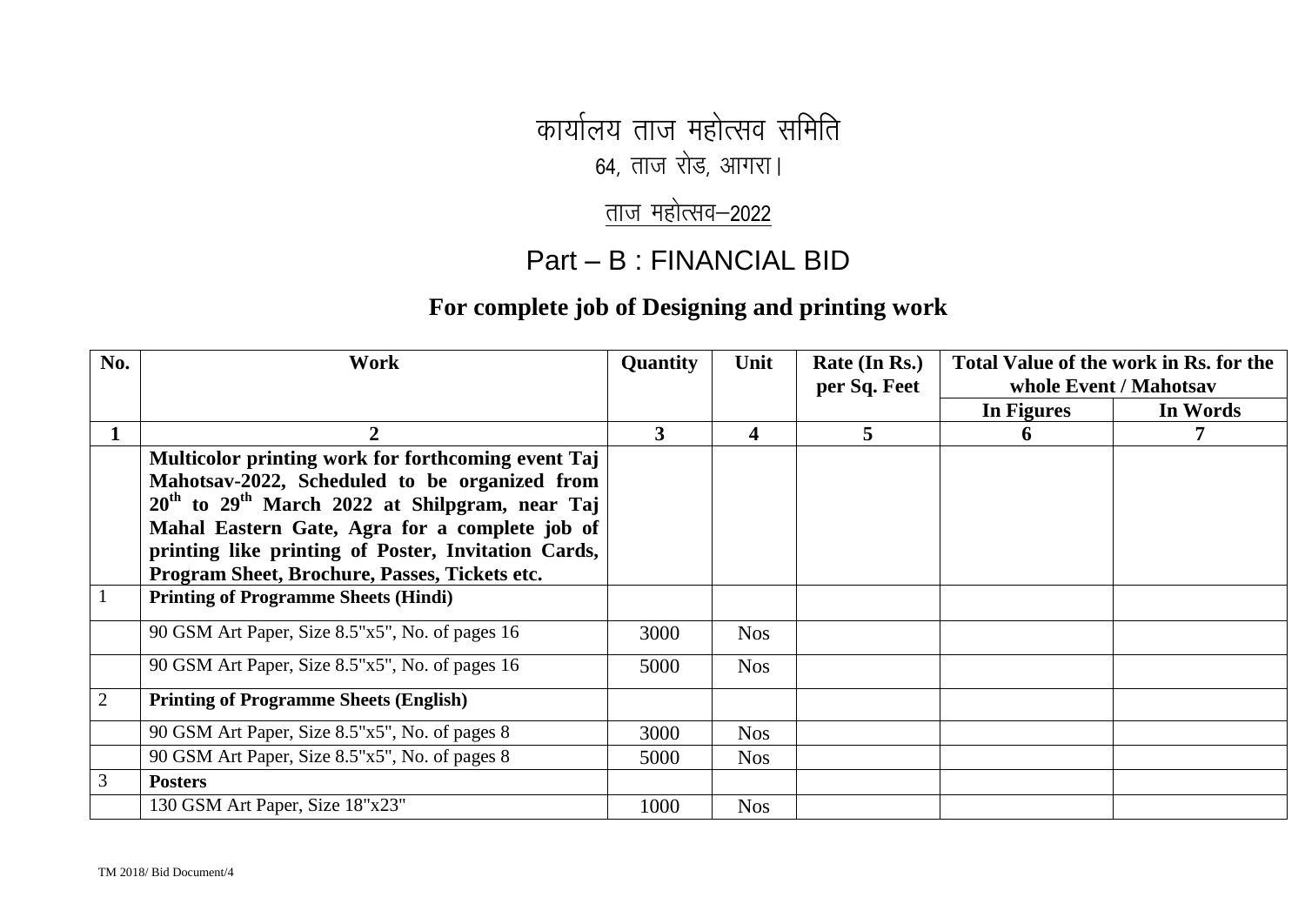# कार्यालय ताज महोत्सव समिति

64, ताज रोड, आगरा।

ताज महोत्सव–2022

## Part – B : FINANCIAL BID

### For complete job of Designing and printing work

| No. | Work | Quantity | Unit | Rate (In Rs.) per Sq. Feet | Total Value of the work in Rs. for the whole Event / Mahotsav | |
|---|---|---|---|---|---|---|
| | | | | | In Figures | In Words |
| **1** | **2** | **3** | **4** | **5** | **6** | **7** |
| | **Multicolor printing work for forthcoming event Taj Mahotsav-2022, Scheduled to be organized from 20th to 29th March 2022 at Shilpgram, near Taj Mahal Eastern Gate, Agra for a complete job of printing like printing of Poster, Invitation Cards, Program Sheet, Brochure, Passes, Tickets etc.** | | | | | |
| 1 | **Printing of Programme Sheets (Hindi)** | | | | | |
| | 90 GSM Art Paper, Size 8.5"x5", No. of pages 16 | 3000 | Nos | | | |
| | 90 GSM Art Paper, Size 8.5"x5", No. of pages 16 | 5000 | Nos | | | |
| 2 | **Printing of Programme Sheets (English)** | | | | | |
| | 90 GSM Art Paper, Size 8.5"x5", No. of pages 8 | 3000 | Nos | | | |
| | 90 GSM Art Paper, Size 8.5"x5", No. of pages 8 | 5000 | Nos | | | |
| 3 | **Posters** | | | | | |
| | 130 GSM Art Paper, Size 18"x23" | 1000 | Nos | | | |

TM 2018/ Bid Document/4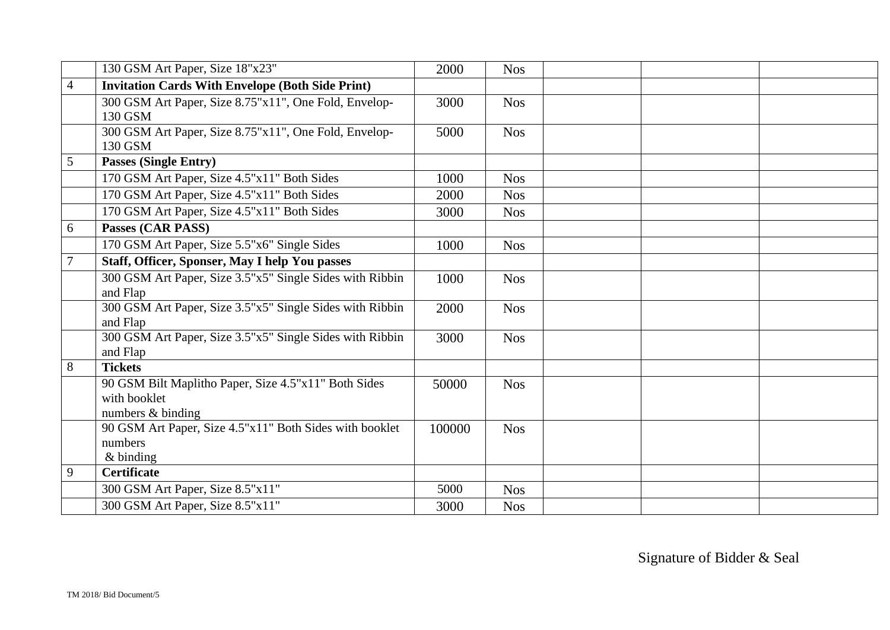| | | | | | | |
|---|---|---|---|---|---|---|
| | 130 GSM Art Paper, Size 18"x23" | 2000 | Nos | | | |
| 4 | **Invitation Cards With Envelope (Both Side Print)** | | | | | |
| | 300 GSM Art Paper, Size 8.75"x11", One Fold, Envelop-130 GSM | 3000 | Nos | | | |
| | 300 GSM Art Paper, Size 8.75"x11", One Fold, Envelop-130 GSM | 5000 | Nos | | | |
| 5 | **Passes (Single Entry)** | | | | | |
| | 170 GSM Art Paper, Size 4.5"x11" Both Sides | 1000 | Nos | | | |
| | 170 GSM Art Paper, Size 4.5"x11" Both Sides | 2000 | Nos | | | |
| | 170 GSM Art Paper, Size 4.5"x11" Both Sides | 3000 | Nos | | | |
| 6 | **Passes (CAR PASS)** | | | | | |
| | 170 GSM Art Paper, Size 5.5"x6" Single Sides | 1000 | Nos | | | |
| 7 | **Staff, Officer, Sponser, May I help You passes** | | | | | |
| | 300 GSM Art Paper, Size 3.5"x5" Single Sides with Ribbin and Flap | 1000 | Nos | | | |
| | 300 GSM Art Paper, Size 3.5"x5" Single Sides with Ribbin and Flap | 2000 | Nos | | | |
| | 300 GSM Art Paper, Size 3.5"x5" Single Sides with Ribbin and Flap | 3000 | Nos | | | |
| 8 | **Tickets** | | | | | |
| | 90 GSM Bilt Maplitho Paper, Size 4.5"x11" Both Sides with booklet numbers & binding | 50000 | Nos | | | |
| | 90 GSM Art Paper, Size 4.5"x11" Both Sides with booklet numbers & binding | 100000 | Nos | | | |
| 9 | **Certificate** | | | | | |
| | 300 GSM Art Paper, Size 8.5"x11" | 5000 | Nos | | | |
| | 300 GSM Art Paper, Size 8.5"x11" | 3000 | Nos | | | |

Signature of Bidder & Seal

TM 2018/ Bid Document/5